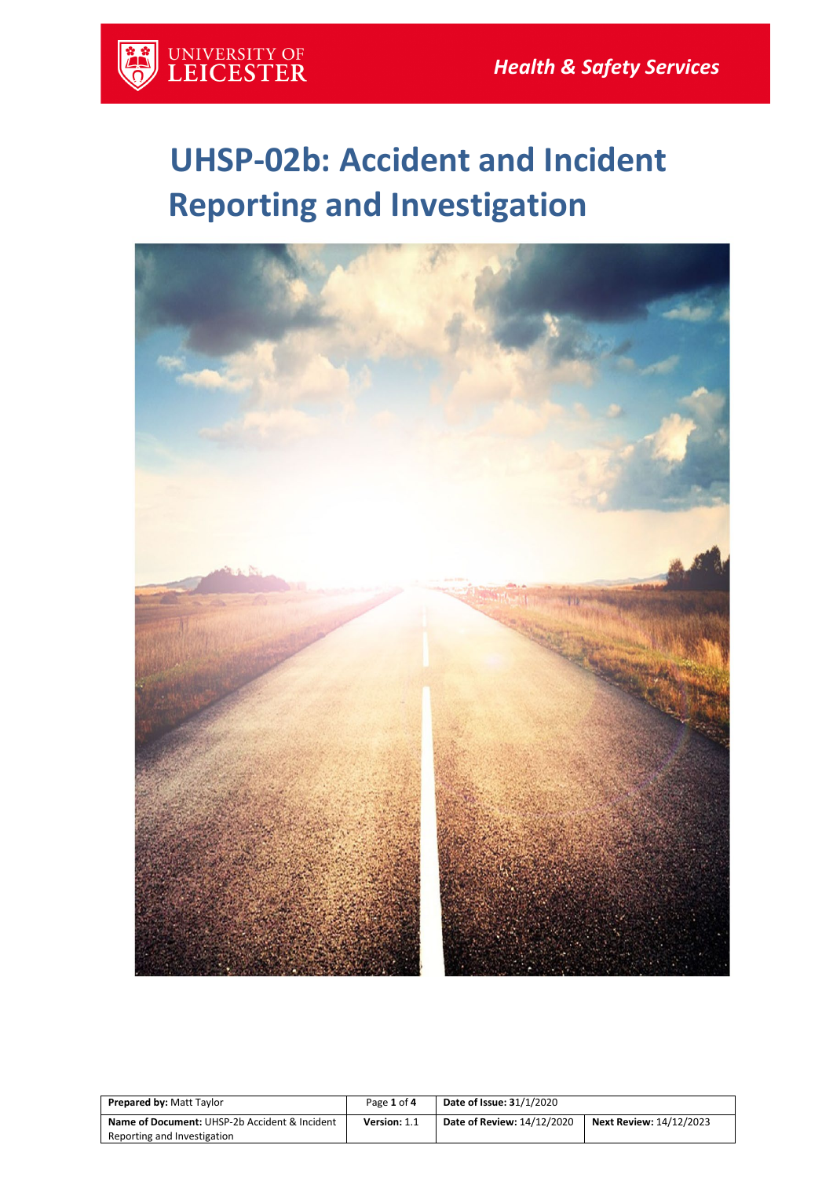UNIVERSITY OF LEICESTER

*Health & Safety Services*

# UHSP-02b: Accident and Incident Reporting and Investigation

| **Prepared by:** Matt Taylor | Page **1** of **4** | **Date of Issue: 3**1/1/2020 | |
|---|---|---|---|
| **Name of Document:** UHSP-2b Accident & Incident Reporting and Investigation | **Version:** 1.1 | **Date of Review:** 14/12/2020 | **Next Review:** 14/12/2023 |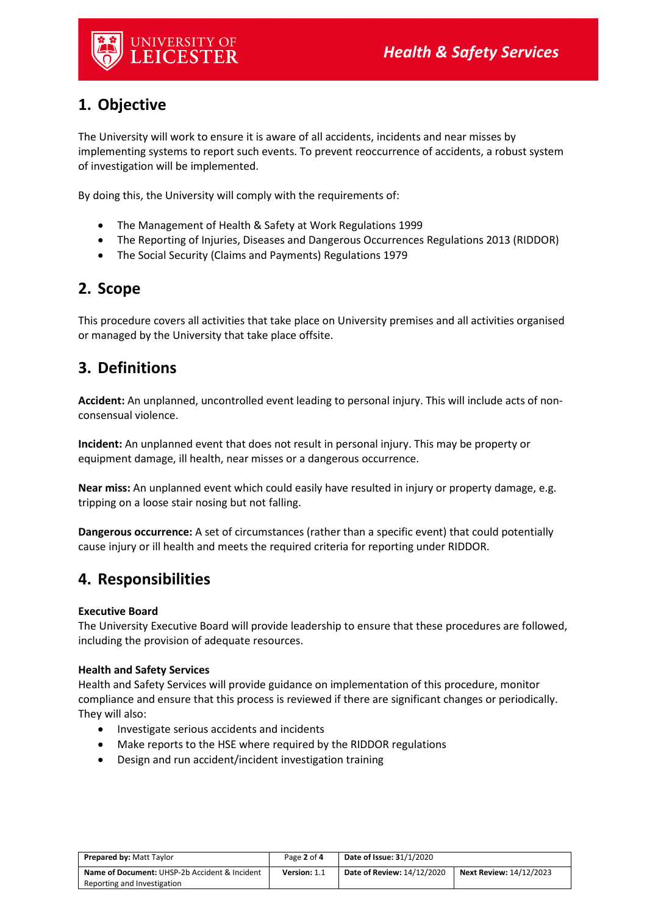## 1. Objective

The University will work to ensure it is aware of all accidents, incidents and near misses by implementing systems to report such events. To prevent reoccurrence of accidents, a robust system of investigation will be implemented.

By doing this, the University will comply with the requirements of:

- The Management of Health & Safety at Work Regulations 1999
- The Reporting of Injuries, Diseases and Dangerous Occurrences Regulations 2013 (RIDDOR)
- The Social Security (Claims and Payments) Regulations 1979

## 2. Scope

This procedure covers all activities that take place on University premises and all activities organised or managed by the University that take place offsite.

## 3. Definitions

**Accident:** An unplanned, uncontrolled event leading to personal injury. This will include acts of non-consensual violence.

**Incident:** An unplanned event that does not result in personal injury. This may be property or equipment damage, ill health, near misses or a dangerous occurrence.

**Near miss:** An unplanned event which could easily have resulted in injury or property damage, e.g. tripping on a loose stair nosing but not falling.

**Dangerous occurrence:** A set of circumstances (rather than a specific event) that could potentially cause injury or ill health and meets the required criteria for reporting under RIDDOR.

## 4. Responsibilities

**Executive Board**

The University Executive Board will provide leadership to ensure that these procedures are followed, including the provision of adequate resources.

**Health and Safety Services**

Health and Safety Services will provide guidance on implementation of this procedure, monitor compliance and ensure that this process is reviewed if there are significant changes or periodically. They will also:

- Investigate serious accidents and incidents
- Make reports to the HSE where required by the RIDDOR regulations
- Design and run accident/incident investigation training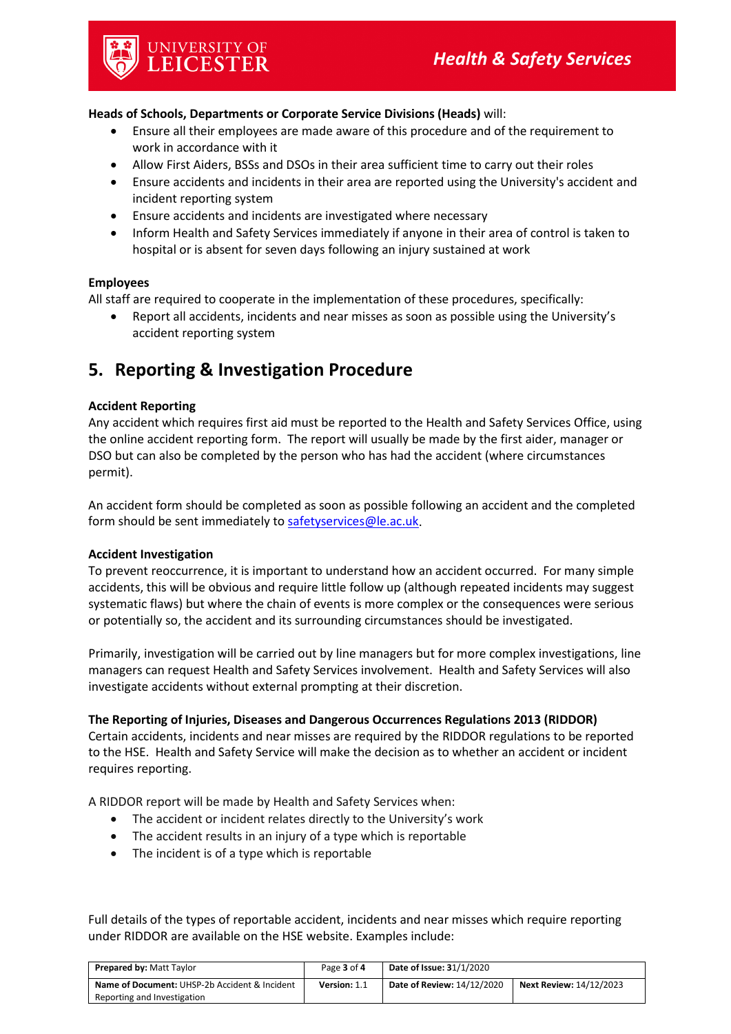**Heads of Schools, Departments or Corporate Service Divisions (Heads)** will:

- Ensure all their employees are made aware of this procedure and of the requirement to work in accordance with it
- Allow First Aiders, BSSs and DSOs in their area sufficient time to carry out their roles
- Ensure accidents and incidents in their area are reported using the University's accident and incident reporting system
- Ensure accidents and incidents are investigated where necessary
- Inform Health and Safety Services immediately if anyone in their area of control is taken to hospital or is absent for seven days following an injury sustained at work

**Employees**

All staff are required to cooperate in the implementation of these procedures, specifically:

- Report all accidents, incidents and near misses as soon as possible using the University's accident reporting system

## 5. Reporting & Investigation Procedure

**Accident Reporting**

Any accident which requires first aid must be reported to the Health and Safety Services Office, using the online accident reporting form. The report will usually be made by the first aider, manager or DSO but can also be completed by the person who has had the accident (where circumstances permit).

An accident form should be completed as soon as possible following an accident and the completed form should be sent immediately to safetyservices@le.ac.uk.

**Accident Investigation**

To prevent reoccurrence, it is important to understand how an accident occurred. For many simple accidents, this will be obvious and require little follow up (although repeated incidents may suggest systematic flaws) but where the chain of events is more complex or the consequences were serious or potentially so, the accident and its surrounding circumstances should be investigated.

Primarily, investigation will be carried out by line managers but for more complex investigations, line managers can request Health and Safety Services involvement. Health and Safety Services will also investigate accidents without external prompting at their discretion.

**The Reporting of Injuries, Diseases and Dangerous Occurrences Regulations 2013 (RIDDOR)**

Certain accidents, incidents and near misses are required by the RIDDOR regulations to be reported to the HSE. Health and Safety Service will make the decision as to whether an accident or incident requires reporting.

A RIDDOR report will be made by Health and Safety Services when:

- The accident or incident relates directly to the University's work
- The accident results in an injury of a type which is reportable
- The incident is of a type which is reportable

Full details of the types of reportable accident, incidents and near misses which require reporting under RIDDOR are available on the HSE website. Examples include:

| **Prepared by:** Matt Taylor | Page **3** of **4** | **Date of Issue:** 31/1/2020 | |
|---|---|---|---|
| **Name of Document:** UHSP-2b Accident & Incident Reporting and Investigation | **Version:** 1.1 | **Date of Review:** 14/12/2020 | **Next Review:** 14/12/2023 |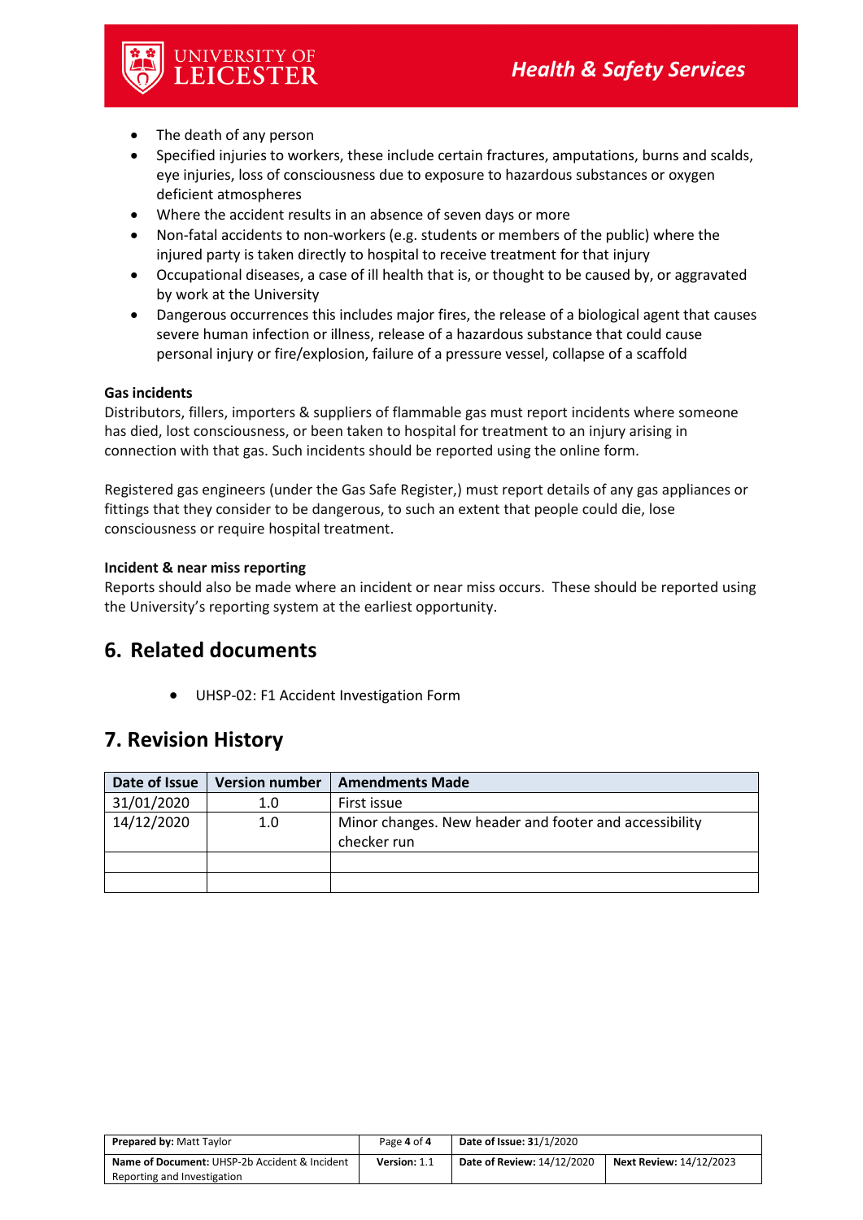- The death of any person
- Specified injuries to workers, these include certain fractures, amputations, burns and scalds, eye injuries, loss of consciousness due to exposure to hazardous substances or oxygen deficient atmospheres
- Where the accident results in an absence of seven days or more
- Non-fatal accidents to non-workers (e.g. students or members of the public) where the injured party is taken directly to hospital to receive treatment for that injury
- Occupational diseases, a case of ill health that is, or thought to be caused by, or aggravated by work at the University
- Dangerous occurrences this includes major fires, the release of a biological agent that causes severe human infection or illness, release of a hazardous substance that could cause personal injury or fire/explosion, failure of a pressure vessel, collapse of a scaffold

**Gas incidents**

Distributors, fillers, importers & suppliers of flammable gas must report incidents where someone has died, lost consciousness, or been taken to hospital for treatment to an injury arising in connection with that gas. Such incidents should be reported using the online form.

Registered gas engineers (under the Gas Safe Register,) must report details of any gas appliances or fittings that they consider to be dangerous, to such an extent that people could die, lose consciousness or require hospital treatment.

**Incident & near miss reporting**

Reports should also be made where an incident or near miss occurs. These should be reported using the University's reporting system at the earliest opportunity.

## 6. Related documents

- UHSP-02: F1 Accident Investigation Form

## 7. Revision History

| Date of Issue | Version number | Amendments Made |
|---|---|---|
| 31/01/2020 | 1.0 | First issue |
| 14/12/2020 | 1.0 | Minor changes. New header and footer and accessibility checker run |
| | | |
| | | |